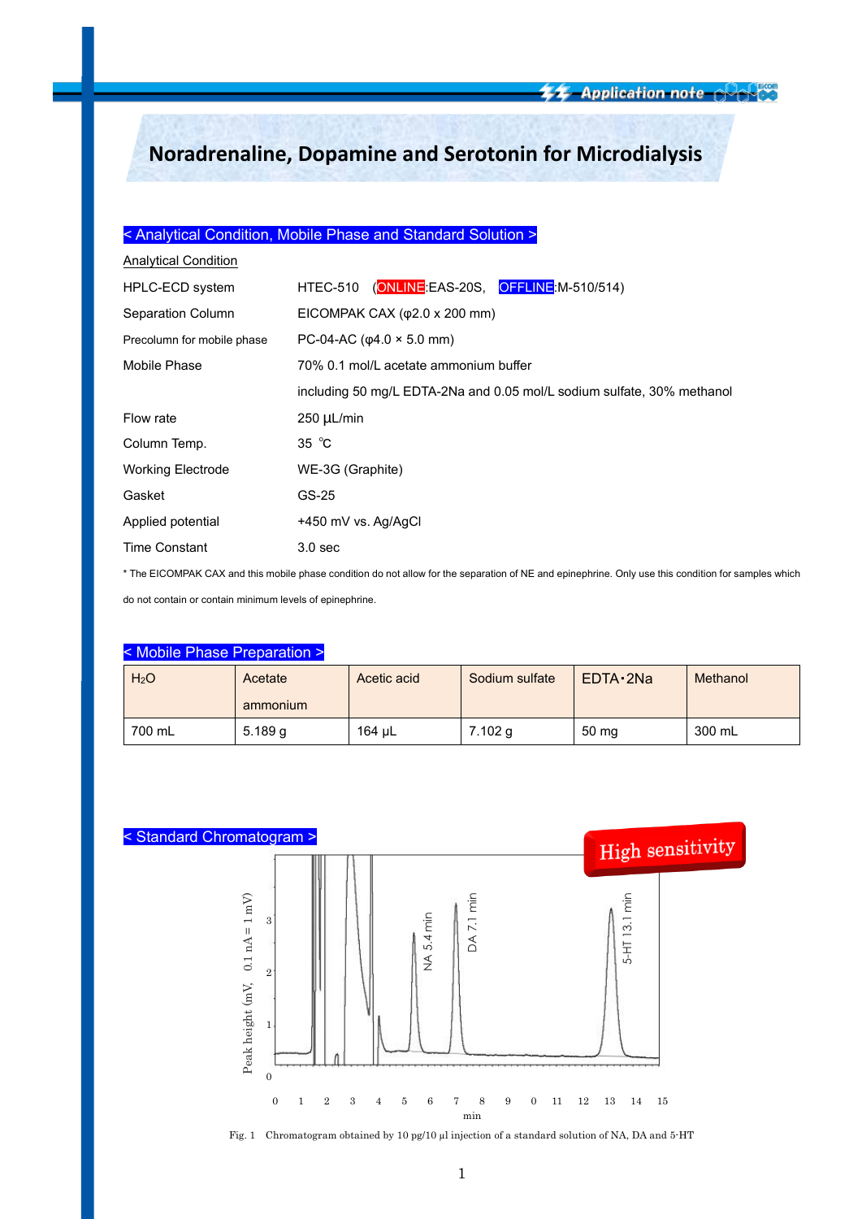# Noradrenaline, Dopamine and Serotonin for Microdialysis

## < Analytical Condition, Mobile Phase and Standard Solution >

Analytical Condition

| | |
|---|---|
| HPLC-ECD system | HTEC-510 (ONLINE:EAS-20S, OFFLINE:M-510/514) |
| Separation Column | EICOMPAK CAX (φ2.0 x 200 mm) |
| Precolumn for mobile phase | PC-04-AC (φ4.0 × 5.0 mm) |
| Mobile Phase | 70% 0.1 mol/L acetate ammonium buffer including 50 mg/L EDTA-2Na and 0.05 mol/L sodium sulfate, 30% methanol |
| Flow rate | 250 μL/min |
| Column Temp. | 35 ℃ |
| Working Electrode | WE-3G (Graphite) |
| Gasket | GS-25 |
| Applied potential | +450 mV vs. Ag/AgCl |
| Time Constant | 3.0 sec |

* The EICOMPAK CAX and this mobile phase condition do not allow for the separation of NE and epinephrine. Only use this condition for samples which do not contain or contain minimum levels of epinephrine.

## < Mobile Phase Preparation >

| $H_2O$ | Acetate ammonium | Acetic acid | Sodium sulfate | EDTA・2Na | Methanol |
|---|---|---|---|---|---|
| 700 mL | 5.189 g | 164 μL | 7.102 g | 50 mg | 300 mL |

## < Standard Chromatogram >

High sensitivity

Fig. 1 Chromatogram obtained by 10 pg/10 μl injection of a standard solution of NA, DA and 5-HT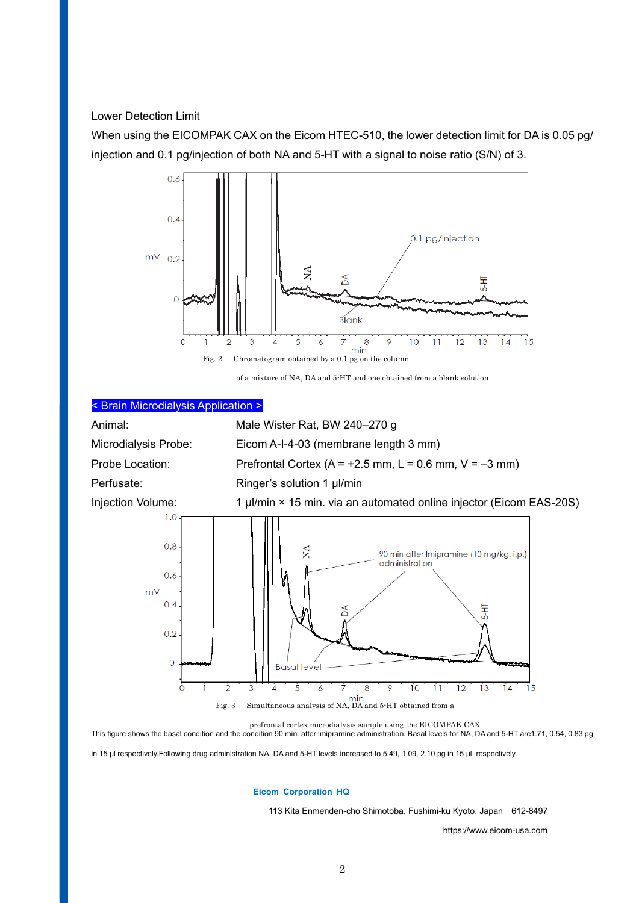Lower Detection Limit

When using the EICOMPAK CAX on the Eicom HTEC-510, the lower detection limit for DA is 0.05 pg/ injection and 0.1 pg/injection of both NA and 5-HT with a signal to noise ratio (S/N) of 3.

0.6
0.4
mV 0.2
0
0 1 2 3 4 5 6 7 8 9 10 11 12 13 14 15
min
NA
DA
5-HT
0.1 pg/injection
Blank

Fig. 2 Chromatogram obtained by a 0.1 pg on the column of a mixture of NA, DA and 5-HT and one obtained from a blank solution

## < Brain Microdialysis Application >

| | |
|---|---|
| Animal: | Male Wister Rat, BW 240–270 g |
| Microdialysis Probe: | Eicom A-I-4-03 (membrane length 3 mm) |
| Probe Location: | Prefrontal Cortex (A = +2.5 mm, L = 0.6 mm, V = –3 mm) |
| Perfusate: | Ringer's solution 1 µl/min |
| Injection Volume: | 1 µl/min × 15 min. via an automated online injector (Eicom EAS-20S) |

1.0
0.8
0.6
mV
0.4
0.2
0
0 1 2 3 4 5 6 7 8 9 10 11 12 13 14 15
min
NA
DA
5-HT
90 min after Imipramine (10 mg/kg, i.p.) administration
Basal level

Fig. 3 Simultaneous analysis of NA, DA and 5-HT obtained from a prefrontal cortex microdialysis sample using the EICOMPAK CAX

This figure shows the basal condition and the condition 90 min. after imipramine administration. Basal levels for NA, DA and 5-HT are1.71, 0.54, 0.83 pg in 15 µl respectively.Following drug administration NA, DA and 5-HT levels increased to 5.49, 1.09, 2.10 pg in 15 µl, respectively.

**Eicom Corporation HQ**

113 Kita Enmenden-cho Shimotoba, Fushimi-ku Kyoto, Japan 612-8497

https://www.eicom-usa.com